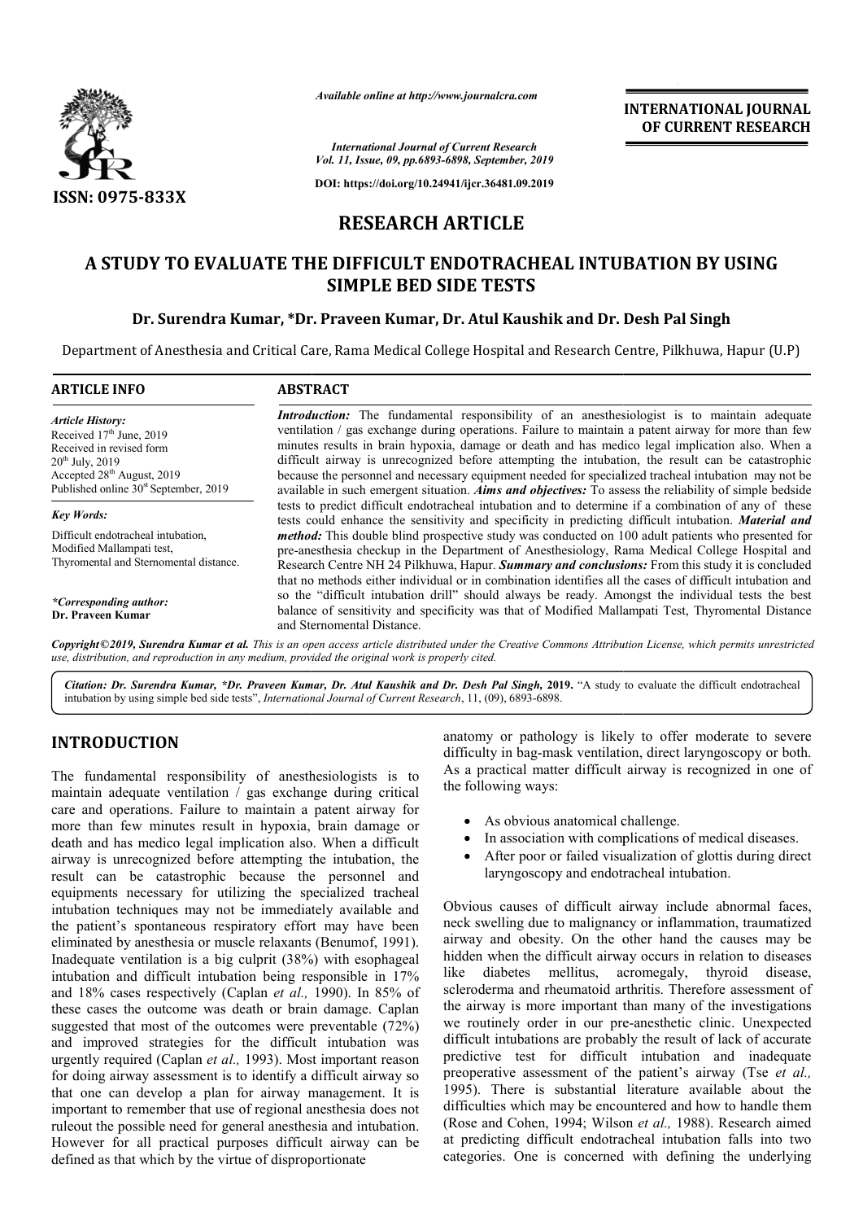*Available online at http://www.journalcra.com*

*International Journal of Current Research*
*Vol. 11, Issue, 09, pp.6893-6898, September, 2019*

**DOI: https://doi.org/10.24941/ijcr.36481.09.2019**

**INTERNATIONAL JOURNAL OF CURRENT RESEARCH**

**ISSN: 0975-833X**

# RESEARCH ARTICLE

# A STUDY TO EVALUATE THE DIFFICULT ENDOTRACHEAL INTUBATION BY USING SIMPLE BED SIDE TESTS

**Dr. Surendra Kumar, \*Dr. Praveen Kumar, Dr. Atul Kaushik and Dr. Desh Pal Singh**

Department of Anesthesia and Critical Care, Rama Medical College Hospital and Research Centre, Pilkhuwa, Hapur (U.P)

## ARTICLE INFO

*Article History:*
Received 17th June, 2019
Received in revised form
20th July, 2019
Accepted 28th August, 2019
Published online 30st September, 2019

*Key Words:*

Difficult endotracheal intubation, Modified Mallampati test, Thyromental and Sternomental distance.

*\*Corresponding author:*
**Dr. Praveen Kumar**

## ABSTRACT

***Introduction:*** The fundamental responsibility of an anesthesiologist is to maintain adequate ventilation / gas exchange during operations. Failure to maintain a patent airway for more than few minutes results in brain hypoxia, damage or death and has medico legal implication also. When a difficult airway is unrecognized before attempting the intubation, the result can be catastrophic because the personnel and necessary equipment needed for specialized tracheal intubation may not be available in such emergent situation. ***Aims and objectives:*** To assess the reliability of simple bedside tests to predict difficult endotracheal intubation and to determine if a combination of any of these tests could enhance the sensitivity and specificity in predicting difficult intubation. ***Material and method:*** This double blind prospective study was conducted on 100 adult patients who presented for pre-anesthesia checkup in the Department of Anesthesiology, Rama Medical College Hospital and Research Centre NH 24 Pilkhuwa, Hapur. ***Summary and conclusions:*** From this study it is concluded that no methods either individual or in combination identifies all the cases of difficult intubation and so the "difficult intubation drill" should always be ready. Amongst the individual tests the best balance of sensitivity and specificity was that of Modified Mallampati Test, Thyromental Distance and Sternomental Distance.

***Copyright©2019, Surendra Kumar et al.*** *This is an open access article distributed under the Creative Commons Attribution License, which permits unrestricted use, distribution, and reproduction in any medium, provided the original work is properly cited.*

***Citation: Dr. Surendra Kumar, \*Dr. Praveen Kumar, Dr. Atul Kaushik and Dr. Desh Pal Singh, 2019.*** "A study to evaluate the difficult endotracheal intubation by using simple bed side tests", *International Journal of Current Research*, 11, (09), 6893-6898.

## INTRODUCTION

The fundamental responsibility of anesthesiologists is to maintain adequate ventilation / gas exchange during critical care and operations. Failure to maintain a patent airway for more than few minutes result in hypoxia, brain damage or death and has medico legal implication also. When a difficult airway is unrecognized before attempting the intubation, the result can be catastrophic because the personnel and equipments necessary for utilizing the specialized tracheal intubation techniques may not be immediately available and the patient's spontaneous respiratory effort may have been eliminated by anesthesia or muscle relaxants (Benumof, 1991). Inadequate ventilation is a big culprit (38%) with esophageal intubation and difficult intubation being responsible in 17% and 18% cases respectively (Caplan *et al.,* 1990). In 85% of these cases the outcome was death or brain damage. Caplan suggested that most of the outcomes were preventable (72%) and improved strategies for the difficult intubation was urgently required (Caplan *et al.,* 1993). Most important reason for doing airway assessment is to identify a difficult airway so that one can develop a plan for airway management. It is important to remember that use of regional anesthesia does not ruleout the possible need for general anesthesia and intubation. However for all practical purposes difficult airway can be defined as that which by the virtue of disproportionate anatomy or pathology is likely to offer moderate to severe difficulty in bag-mask ventilation, direct laryngoscopy or both. As a practical matter difficult airway is recognized in one of the following ways:

- As obvious anatomical challenge.
- In association with complications of medical diseases.
- After poor or failed visualization of glottis during direct laryngoscopy and endotracheal intubation.

Obvious causes of difficult airway include abnormal faces, neck swelling due to malignancy or inflammation, traumatized airway and obesity. On the other hand the causes may be hidden when the difficult airway occurs in relation to diseases like diabetes mellitus, acromegaly, thyroid disease, scleroderma and rheumatoid arthritis. Therefore assessment of the airway is more important than many of the investigations we routinely order in our pre-anesthetic clinic. Unexpected difficult intubations are probably the result of lack of accurate predictive test for difficult intubation and inadequate preoperative assessment of the patient's airway (Tse *et al.,* 1995). There is substantial literature available about the difficulties which may be encountered and how to handle them (Rose and Cohen, 1994; Wilson *et al.,* 1988). Research aimed at predicting difficult endotracheal intubation falls into two categories. One is concerned with defining the underlying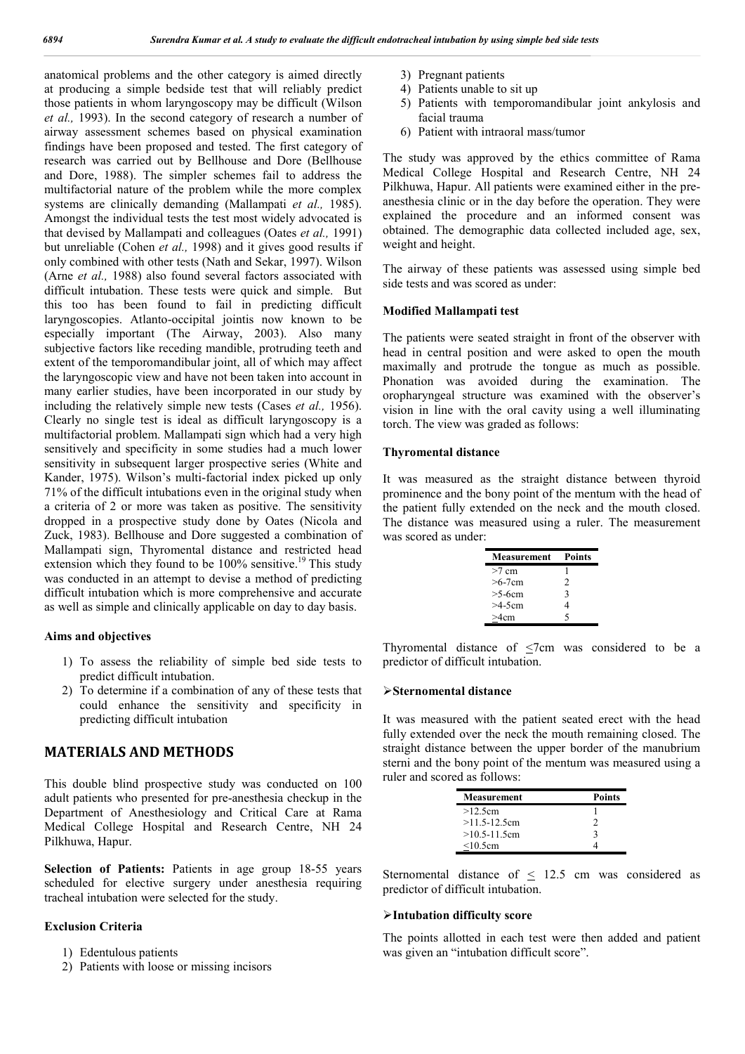anatomical problems and the other category is aimed directly at producing a simple bedside test that will reliably predict those patients in whom laryngoscopy may be difficult (Wilson *et al.,* 1993). In the second category of research a number of airway assessment schemes based on physical examination findings have been proposed and tested. The first category of research was carried out by Bellhouse and Dore (Bellhouse and Dore, 1988). The simpler schemes fail to address the multifactorial nature of the problem while the more complex systems are clinically demanding (Mallampati *et al.,* 1985). Amongst the individual tests the test most widely advocated is that devised by Mallampati and colleagues (Oates *et al.,* 1991) but unreliable (Cohen *et al.,* 1998) and it gives good results if only combined with other tests (Nath and Sekar, 1997). Wilson (Arne *et al.,* 1988) also found several factors associated with difficult intubation. These tests were quick and simple. But this too has been found to fail in predicting difficult laryngoscopies. Atlanto-occipital jointis now known to be especially important (The Airway, 2003). Also many subjective factors like receding mandible, protruding teeth and extent of the temporomandibular joint, all of which may affect the laryngoscopic view and have not been taken into account in many earlier studies, have been incorporated in our study by including the relatively simple new tests (Cases *et al.,* 1956). Clearly no single test is ideal as difficult laryngoscopy is a multifactorial problem. Mallampati sign which had a very high sensitively and specificity in some studies had a much lower sensitivity in subsequent larger prospective series (White and Kander, 1975). Wilson's multi-factorial index picked up only 71% of the difficult intubations even in the original study when a criteria of 2 or more was taken as positive. The sensitivity dropped in a prospective study done by Oates (Nicola and Zuck, 1983). Bellhouse and Dore suggested a combination of Mallampati sign, Thyromental distance and restricted head extension which they found to be 100% sensitive.[19] This study was conducted in an attempt to devise a method of predicting difficult intubation which is more comprehensive and accurate as well as simple and clinically applicable on day to day basis.

### Aims and objectives

1) To assess the reliability of simple bed side tests to predict difficult intubation.
2) To determine if a combination of any of these tests that could enhance the sensitivity and specificity in predicting difficult intubation

## MATERIALS AND METHODS

This double blind prospective study was conducted on 100 adult patients who presented for pre-anesthesia checkup in the Department of Anesthesiology and Critical Care at Rama Medical College Hospital and Research Centre, NH 24 Pilkhuwa, Hapur.

**Selection of Patients:** Patients in age group 18-55 years scheduled for elective surgery under anesthesia requiring tracheal intubation were selected for the study.

### Exclusion Criteria

1) Edentulous patients
2) Patients with loose or missing incisors
3) Pregnant patients
4) Patients unable to sit up
5) Patients with temporomandibular joint ankylosis and facial trauma
6) Patient with intraoral mass/tumor

The study was approved by the ethics committee of Rama Medical College Hospital and Research Centre, NH 24 Pilkhuwa, Hapur. All patients were examined either in the pre-anesthesia clinic or in the day before the operation. They were explained the procedure and an informed consent was obtained. The demographic data collected included age, sex, weight and height.

The airway of these patients was assessed using simple bed side tests and was scored as under:

### Modified Mallampati test

The patients were seated straight in front of the observer with head in central position and were asked to open the mouth maximally and protrude the tongue as much as possible. Phonation was avoided during the examination. The oropharyngeal structure was examined with the observer's vision in line with the oral cavity using a well illuminating torch. The view was graded as follows:

### Thyromental distance

It was measured as the straight distance between thyroid prominence and the bony point of the mentum with the head of the patient fully extended on the neck and the mouth closed. The distance was measured using a ruler. The measurement was scored as under:

| Measurement | Points |
|---|---|
| >7 cm | 1 |
| >6-7cm | 2 |
| >5-6cm | 3 |
| >4-5cm | 4 |
| ≥4cm | 5 |

Thyromental distance of ≤7cm was considered to be a predictor of difficult intubation.

### ➢Sternomental distance

It was measured with the patient seated erect with the head fully extended over the neck the mouth remaining closed. The straight distance between the upper border of the manubrium sterni and the bony point of the mentum was measured using a ruler and scored as follows:

| Measurement | Points |
|---|---|
| >12.5cm | 1 |
| >11.5-12.5cm | 2 |
| >10.5-11.5cm | 3 |
| ≤10.5cm | 4 |

Sternomental distance of ≤ 12.5 cm was considered as predictor of difficult intubation.

### ➢Intubation difficulty score

The points allotted in each test were then added and patient was given an "intubation difficult score".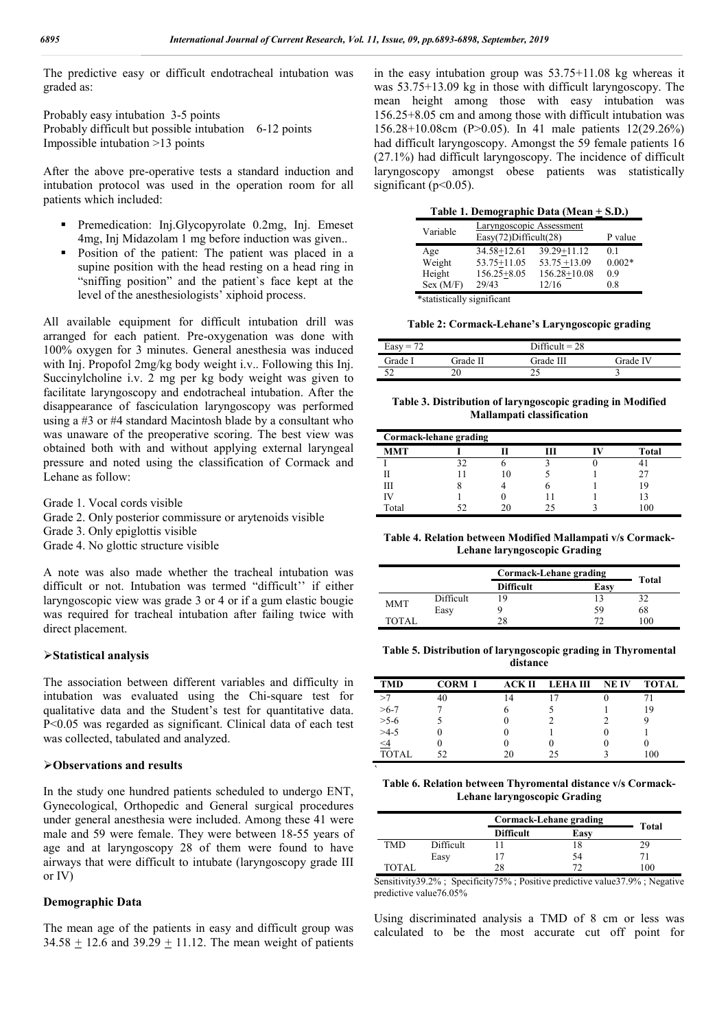The predictive easy or difficult endotracheal intubation was graded as:

Probably easy intubation 3-5 points
Probably difficult but possible intubation 6-12 points
Impossible intubation >13 points

After the above pre-operative tests a standard induction and intubation protocol was used in the operation room for all patients which included:

- Premedication: Inj.Glycopyrolate 0.2mg, Inj. Emeset 4mg, Inj Midazolam 1 mg before induction was given..
- Position of the patient: The patient was placed in a supine position with the head resting on a head ring in "sniffing position" and the patient`s face kept at the level of the anesthesiologists' xiphoid process.

All available equipment for difficult intubation drill was arranged for each patient. Pre-oxygenation was done with 100% oxygen for 3 minutes. General anesthesia was induced with Inj. Propofol 2mg/kg body weight i.v.. Following this Inj. Succinylcholine i.v. 2 mg per kg body weight was given to facilitate laryngoscopy and endotracheal intubation. After the disappearance of fasciculation laryngoscopy was performed using a #3 or #4 standard Macintosh blade by a consultant who was unaware of the preoperative scoring. The best view was obtained both with and without applying external laryngeal pressure and noted using the classification of Cormack and Lehane as follow:

Grade 1. Vocal cords visible
Grade 2. Only posterior commissure or arytenoids visible
Grade 3. Only epiglottis visible
Grade 4. No glottic structure visible

A note was also made whether the tracheal intubation was difficult or not. Intubation was termed "difficult'' if either laryngoscopic view was grade 3 or 4 or if a gum elastic bougie was required for tracheal intubation after failing twice with direct placement.

## Statistical analysis

The association between different variables and difficulty in intubation was evaluated using the Chi-square test for qualitative data and the Student's test for quantitative data. $P<0.05$ was regarded as significant. Clinical data of each test was collected, tabulated and analyzed.

## Observations and results

In the study one hundred patients scheduled to undergo ENT, Gynecological, Orthopedic and General surgical procedures under general anesthesia were included. Among these 41 were male and 59 were female. They were between 18-55 years of age and at laryngoscopy 28 of them were found to have airways that were difficult to intubate (laryngoscopy grade III or IV)

### Demographic Data

The mean age of the patients in easy and difficult group was 34.58 $\pm$ 12.6 and 39.29 $\pm$ 11.12. The mean weight of patients in the easy intubation group was 53.75+11.08 kg whereas it was 53.75+13.09 kg in those with difficult laryngoscopy. The mean height among those with easy intubation was 156.25+8.05 cm and among those with difficult intubation was 156.28+10.08cm (P>0.05). In 41 male patients 12(29.26%) had difficult laryngoscopy. Amongst the 59 female patients 16 (27.1%) had difficult laryngoscopy. The incidence of difficult laryngoscopy amongst obese patients was statistically significant ($p<0.05$).

**Table 1. Demographic Data (Mean ± S.D.)**

| Variable | Laryngoscopic Assessment Easy(72) | Difficult(28) | P value |
|---|---|---|---|
| Age | 34.58±12.61 | 39.29±11.12 | 0.1 |
| Weight | 53.75±11.05 | 53.75 ±13.09 | 0.002* |
| Height | 156.25±8.05 | 156.28±10.08 | 0.9 |
| Sex (M/F) | 29/43 | 12/16 | 0.8 |

*statistically significant

**Table 2: Cormack-Lehane's Laryngoscopic grading**

| Easy = 72 | | Difficult = 28 | |
|---|---|---|---|
| Grade I | Grade II | Grade III | Grade IV |
| 52 | 20 | 25 | 3 |

**Table 3. Distribution of laryngoscopic grading in Modified Mallampati classification**

| Cormack-lehane grading | | | | | |
|---|---|---|---|---|---|
| MMT | I | II | III | IV | Total |
| I | 32 | 6 | 3 | 0 | 41 |
| II | 11 | 10 | 5 | 1 | 27 |
| III | 8 | 4 | 6 | 1 | 19 |
| IV | 1 | 0 | 11 | 1 | 13 |
| Total | 52 | 20 | 25 | 3 | 100 |

**Table 4. Relation between Modified Mallampati v/s Cormack-Lehane laryngoscopic Grading**

| | | Cormack-Lehane grading | | Total |
|---|---|---|---|---|
| | | Difficult | Easy | |
| MMT | Difficult | 19 | 13 | 32 |
| | Easy | 9 | 59 | 68 |
| TOTAL | | 28 | 72 | 100 |

**Table 5. Distribution of laryngoscopic grading in Thyromental distance**

| TMD | CORM I | ACK II | LEHA III | NE IV | TOTAL |
|---|---|---|---|---|---|
| >7 | 40 | 14 | 17 | 0 | 71 |
| >6-7 | 7 | 6 | 5 | 1 | 19 |
| >5-6 | 5 | 0 | 2 | 2 | 9 |
| >4-5 | 0 | 0 | 1 | 0 | 1 |
| ≤4 | 0 | 0 | 0 | 0 | 0 |
| TOTAL | 52 | 20 | 25 | 3 | 100 |

**Table 6. Relation between Thyromental distance v/s Cormack-Lehane laryngoscopic Grading**

| | | Cormack-Lehane grading | | Total |
|---|---|---|---|---|
| | | Difficult | Easy | |
| TMD | Difficult | 11 | 18 | 29 |
| | Easy | 17 | 54 | 71 |
| TOTAL | | 28 | 72 | 100 |

Sensitivity39.2% ; Specificity75% ; Positive predictive value37.9% ; Negative predictive value76.05%

Using discriminated analysis a TMD of 8 cm or less was calculated to be the most accurate cut off point for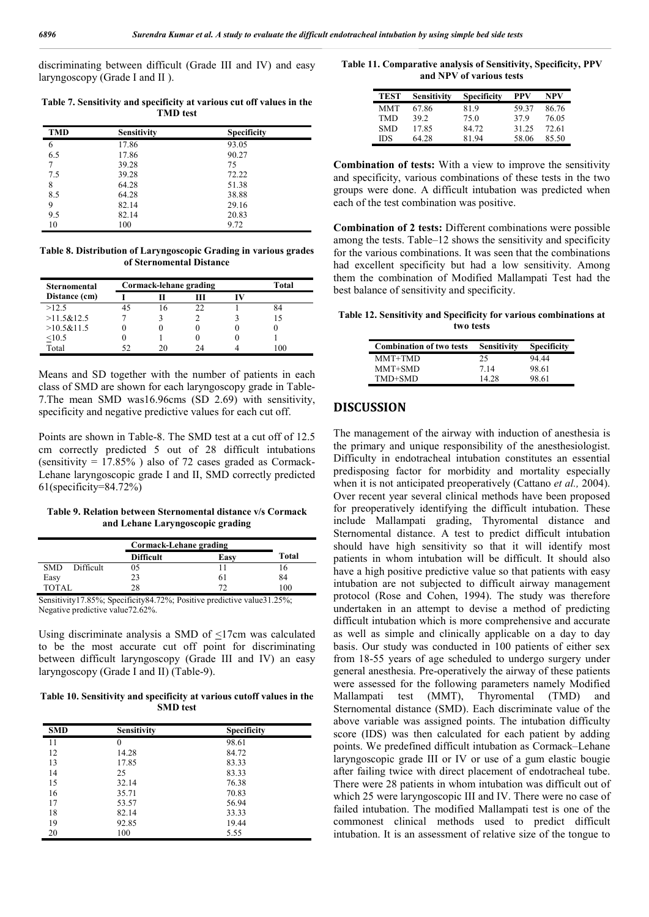discriminating between difficult (Grade III and IV) and easy laryngoscopy (Grade I and II ).

**Table 7. Sensitivity and specificity at various cut off values in the TMD test**

| TMD | Sensitivity | Specificity |
|---|---|---|
| 6 | 17.86 | 93.05 |
| 6.5 | 17.86 | 90.27 |
| 7 | 39.28 | 75 |
| 7.5 | 39.28 | 72.22 |
| 8 | 64.28 | 51.38 |
| 8.5 | 64.28 | 38.88 |
| 9 | 82.14 | 29.16 |
| 9.5 | 82.14 | 20.83 |
| 10 | 100 | 9.72 |

**Table 8. Distribution of Laryngoscopic Grading in various grades of Sternomental Distance**

| Sternomental Distance (cm) | Cormack-lehane grading | | | | Total |
|---|---|---|---|---|---|
| | I | II | III | IV | |
| >12.5 | 45 | 16 | 22 | 1 | 84 |
| >11.5&12.5 | 7 | 3 | 2 | 3 | 15 |
| >10.5&11.5 | 0 | 0 | 0 | 0 | 0 |
| ≤10.5 | 0 | 1 | 0 | 0 | 1 |
| Total | 52 | 20 | 24 | 4 | 100 |

Means and SD together with the number of patients in each class of SMD are shown for each laryngoscopy grade in Table-7.The mean SMD was16.96cms (SD 2.69) with sensitivity, specificity and negative predictive values for each cut off.

Points are shown in Table-8. The SMD test at a cut off of 12.5 cm correctly predicted 5 out of 28 difficult intubations (sensitivity = 17.85% ) also of 72 cases graded as Cormack-Lehane laryngoscopic grade I and II, SMD correctly predicted 61(specificity=84.72%)

**Table 9. Relation between Sternomental distance v/s Cormack and Lehane Laryngoscopic grading**

| | Cormack-Lehane grading | | Total |
|---|---|---|---|
| | Difficult | Easy | |
| SMD Difficult | 05 | 11 | 16 |
| Easy | 23 | 61 | 84 |
| TOTAL | 28 | 72 | 100 |

Sensitivity17.85%; Specificity84.72%; Positive predictive value31.25%; Negative predictive value72.62%.

Using discriminate analysis a SMD of ≤17cm was calculated to be the most accurate cut off point for discriminating between difficult laryngoscopy (Grade III and IV) an easy laryngoscopy (Grade I and II) (Table-9).

**Table 10. Sensitivity and specificity at various cutoff values in the SMD test**

| SMD | Sensitivity | Specificity |
|---|---|---|
| 11 | 0 | 98.61 |
| 12 | 14.28 | 84.72 |
| 13 | 17.85 | 83.33 |
| 14 | 25 | 83.33 |
| 15 | 32.14 | 76.38 |
| 16 | 35.71 | 70.83 |
| 17 | 53.57 | 56.94 |
| 18 | 82.14 | 33.33 |
| 19 | 92.85 | 19.44 |
| 20 | 100 | 5.55 |

**Table 11. Comparative analysis of Sensitivity, Specificity, PPV and NPV of various tests**

| TEST | Sensitivity | Specificity | PPV | NPV |
|---|---|---|---|---|
| MMT | 67.86 | 81.9 | 59.37 | 86.76 |
| TMD | 39.2 | 75.0 | 37.9 | 76.05 |
| SMD | 17.85 | 84.72 | 31.25 | 72.61 |
| IDS | 64.28 | 81.94 | 58.06 | 85.50 |

**Combination of tests:** With a view to improve the sensitivity and specificity, various combinations of these tests in the two groups were done. A difficult intubation was predicted when each of the test combination was positive.

**Combination of 2 tests:** Different combinations were possible among the tests. Table–12 shows the sensitivity and specificity for the various combinations. It was seen that the combinations had excellent specificity but had a low sensitivity. Among them the combination of Modified Mallampati Test had the best balance of sensitivity and specificity.

**Table 12. Sensitivity and Specificity for various combinations at two tests**

| Combination of two tests | Sensitivity | Specificity |
|---|---|---|
| MMT+TMD | 25 | 94.44 |
| MMT+SMD | 7.14 | 98.61 |
| TMD+SMD | 14.28 | 98.61 |

## DISCUSSION

The management of the airway with induction of anesthesia is the primary and unique responsibility of the anesthesiologist. Difficulty in endotracheal intubation constitutes an essential predisposing factor for morbidity and mortality especially when it is not anticipated preoperatively (Cattano *et al.,* 2004). Over recent year several clinical methods have been proposed for preoperatively identifying the difficult intubation. These include Mallampati grading, Thyromental distance and Sternomental distance. A test to predict difficult intubation should have high sensitivity so that it will identify most patients in whom intubation will be difficult. It should also have a high positive predictive value so that patients with easy intubation are not subjected to difficult airway management protocol (Rose and Cohen, 1994). The study was therefore undertaken in an attempt to devise a method of predicting difficult intubation which is more comprehensive and accurate as well as simple and clinically applicable on a day to day basis. Our study was conducted in 100 patients of either sex from 18-55 years of age scheduled to undergo surgery under general anesthesia. Pre-operatively the airway of these patients were assessed for the following parameters namely Modified Mallampati test (MMT), Thyromental (TMD) and Sternomental distance (SMD). Each discriminate value of the above variable was assigned points. The intubation difficulty score (IDS) was then calculated for each patient by adding points. We predefined difficult intubation as Cormack–Lehane laryngoscopic grade III or IV or use of a gum elastic bougie after failing twice with direct placement of endotracheal tube. There were 28 patients in whom intubation was difficult out of which 25 were laryngoscopic III and IV. There were no case of failed intubation. The modified Mallampati test is one of the commonest clinical methods used to predict difficult intubation. It is an assessment of relative size of the tongue to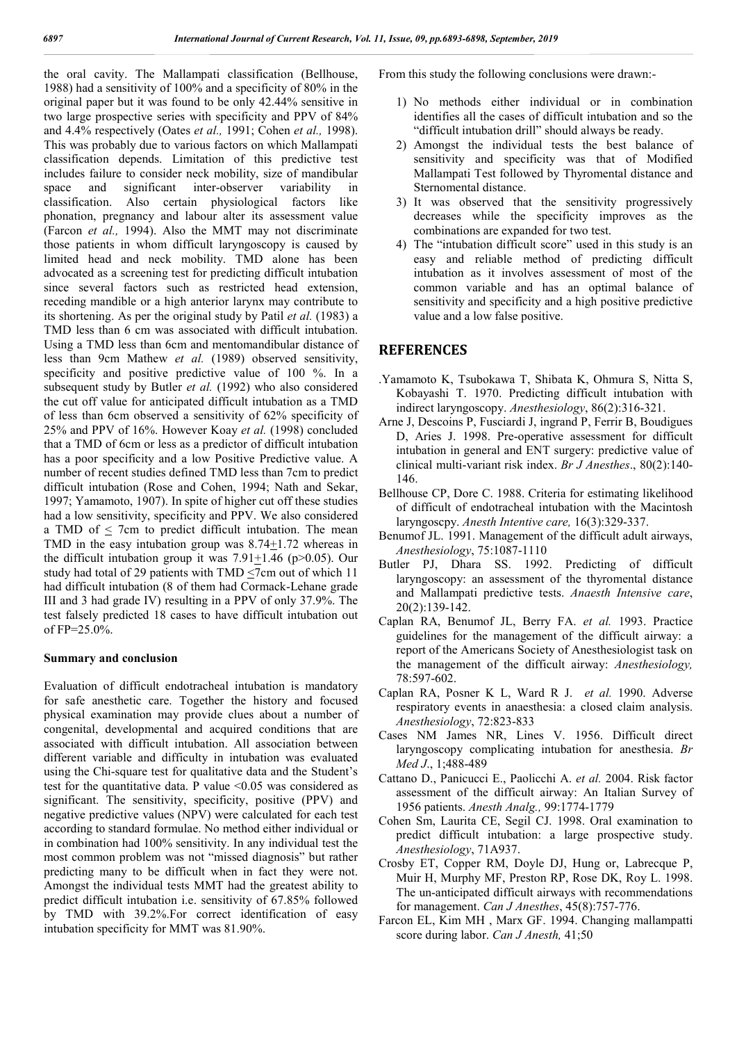the oral cavity. The Mallampati classification (Bellhouse, 1988) had a sensitivity of 100% and a specificity of 80% in the original paper but it was found to be only 42.44% sensitive in two large prospective series with specificity and PPV of 84% and 4.4% respectively (Oates *et al.,* 1991; Cohen *et al.,* 1998). This was probably due to various factors on which Mallampati classification depends. Limitation of this predictive test includes failure to consider neck mobility, size of mandibular space and significant inter-observer variability in classification. Also certain physiological factors like phonation, pregnancy and labour alter its assessment value (Farcon *et al.,* 1994). Also the MMT may not discriminate those patients in whom difficult laryngoscopy is caused by limited head and neck mobility. TMD alone has been advocated as a screening test for predicting difficult intubation since several factors such as restricted head extension, receding mandible or a high anterior larynx may contribute to its shortening. As per the original study by Patil *et al.* (1983) a TMD less than 6 cm was associated with difficult intubation. Using a TMD less than 6cm and mentomandibular distance of less than 9cm Mathew *et al.* (1989) observed sensitivity, specificity and positive predictive value of 100 %. In a subsequent study by Butler *et al.* (1992) who also considered the cut off value for anticipated difficult intubation as a TMD of less than 6cm observed a sensitivity of 62% specificity of 25% and PPV of 16%. However Koay *et al.* (1998) concluded that a TMD of 6cm or less as a predictor of difficult intubation has a poor specificity and a low Positive Predictive value. A number of recent studies defined TMD less than 7cm to predict difficult intubation (Rose and Cohen, 1994; Nath and Sekar, 1997; Yamamoto, 1907). In spite of higher cut off these studies had a low sensitivity, specificity and PPV. We also considered a TMD of $\leq$ 7cm to predict difficult intubation. The mean TMD in the easy intubation group was $8.74 \pm 1.72$ whereas in the difficult intubation group it was $7.91 \pm 1.46$ ($p > 0.05$). Our study had total of 29 patients with TMD $\leq$7cm out of which 11 had difficult intubation (8 of them had Cormack-Lehane grade III and 3 had grade IV) resulting in a PPV of only 37.9%. The test falsely predicted 18 cases to have difficult intubation out of FP=25.0%.

### Summary and conclusion

Evaluation of difficult endotracheal intubation is mandatory for safe anesthetic care. Together the history and focused physical examination may provide clues about a number of congenital, developmental and acquired conditions that are associated with difficult intubation. All association between different variable and difficulty in intubation was evaluated using the Chi-square test for qualitative data and the Student's test for the quantitative data. P value <0.05 was considered as significant. The sensitivity, specificity, positive (PPV) and negative predictive values (NPV) were calculated for each test according to standard formulae. No method either individual or in combination had 100% sensitivity. In any individual test the most common problem was not "missed diagnosis" but rather predicting many to be difficult when in fact they were not. Amongst the individual tests MMT had the greatest ability to predict difficult intubation i.e. sensitivity of 67.85% followed by TMD with 39.2%.For correct identification of easy intubation specificity for MMT was 81.90%.

From this study the following conclusions were drawn:-

1) No methods either individual or in combination identifies all the cases of difficult intubation and so the "difficult intubation drill" should always be ready.
2) Amongst the individual tests the best balance of sensitivity and specificity was that of Modified Mallampati Test followed by Thyromental distance and Sternomental distance.
3) It was observed that the sensitivity progressively decreases while the specificity improves as the combinations are expanded for two test.
4) The "intubation difficult score" used in this study is an easy and reliable method of predicting difficult intubation as it involves assessment of most of the common variable and has an optimal balance of sensitivity and specificity and a high positive predictive value and a low false positive.

## REFERENCES

.Yamamoto K, Tsubokawa T, Shibata K, Ohmura S, Nitta S, Kobayashi T. 1970. Predicting difficult intubation with indirect laryngoscopy. *Anesthesiology*, 86(2):316-321.

Arne J, Descoins P, Fusciardi J, ingrand P, Ferrir B, Boudigues D, Aries J. 1998. Pre-operative assessment for difficult intubation in general and ENT surgery: predictive value of clinical multi-variant risk index. *Br J Anesthes*., 80(2):140-146.

Bellhouse CP, Dore C. 1988. Criteria for estimating likelihood of difficult of endotracheal intubation with the Macintosh laryngoscpy. *Anesth Intentive care,* 16(3):329-337.

Benumof JL. 1991. Management of the difficult adult airways, *Anesthesiology*, 75:1087-1110

Butler PJ, Dhara SS. 1992. Predicting of difficult laryngoscopy: an assessment of the thyromental distance and Mallampati predictive tests. *Anaesth Intensive care*, 20(2):139-142.

Caplan RA, Benumof JL, Berry FA. *et al.* 1993. Practice guidelines for the management of the difficult airway: a report of the Americans Society of Anesthesiologist task on the management of the difficult airway: *Anesthesiology,* 78:597-602.

Caplan RA, Posner K L, Ward R J. *et al.* 1990. Adverse respiratory events in anaesthesia: a closed claim analysis. *Anesthesiology*, 72:823-833

Cases NM James NR, Lines V. 1956. Difficult direct laryngoscopy complicating intubation for anesthesia. *Br Med J*., 1;488-489

Cattano D., Panicucci E., Paolicchi A. *et al.* 2004. Risk factor assessment of the difficult airway: An Italian Survey of 1956 patients. *Anesth Analg.,* 99:1774-1779

Cohen Sm, Laurita CE, Segil CJ. 1998. Oral examination to predict difficult intubation: a large prospective study. *Anesthesiology*, 71A937.

Crosby ET, Copper RM, Doyle DJ, Hung or, Labrecque P, Muir H, Murphy MF, Preston RP, Rose DK, Roy L. 1998. The un-anticipated difficult airways with recommendations for management. *Can J Anesthes*, 45(8):757-776.

Farcon EL, Kim MH , Marx GF. 1994. Changing mallampatti score during labor. *Can J Anesth,* 41;50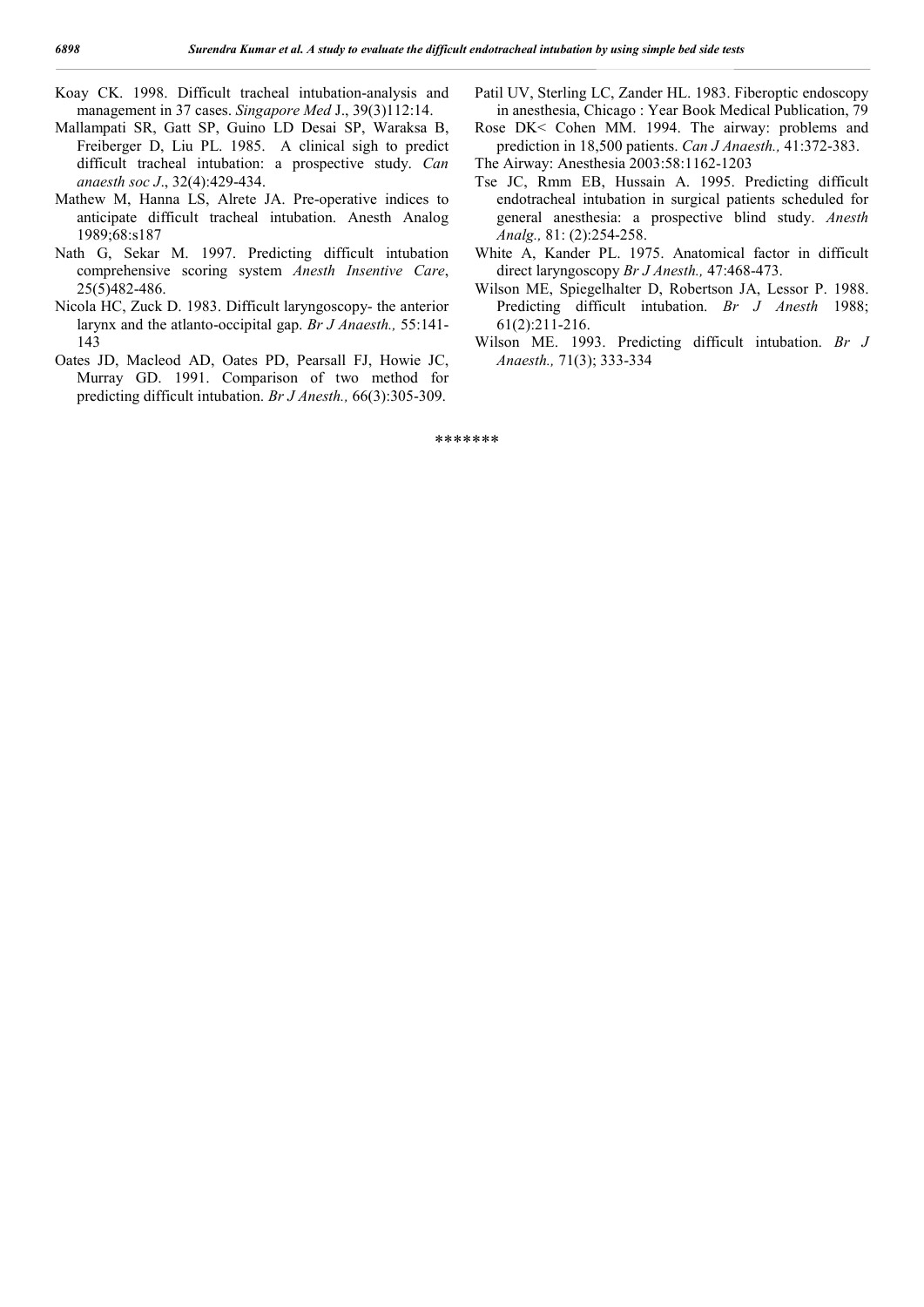Koay CK. 1998. Difficult tracheal intubation-analysis and management in 37 cases. *Singapore Med* J., 39(3)112:14.

Mallampati SR, Gatt SP, Guino LD Desai SP, Waraksa B, Freiberger D, Liu PL. 1985. A clinical sigh to predict difficult tracheal intubation: a prospective study. *Can anaesth soc J*., 32(4):429-434.

Mathew M, Hanna LS, Alrete JA. Pre-operative indices to anticipate difficult tracheal intubation. Anesth Analog 1989;68:s187

Nath G, Sekar M. 1997. Predicting difficult intubation comprehensive scoring system *Anesth Insentive Care*, 25(5)482-486.

Nicola HC, Zuck D. 1983. Difficult laryngoscopy- the anterior larynx and the atlanto-occipital gap. *Br J Anaesth.,* 55:141-143

Oates JD, Macleod AD, Oates PD, Pearsall FJ, Howie JC, Murray GD. 1991. Comparison of two method for predicting difficult intubation. *Br J Anesth.,* 66(3):305-309.

Patil UV, Sterling LC, Zander HL. 1983. Fiberoptic endoscopy in anesthesia, Chicago : Year Book Medical Publication, 79

Rose DK< Cohen MM. 1994. The airway: problems and prediction in 18,500 patients. *Can J Anaesth.,* 41:372-383.

The Airway: Anesthesia 2003:58:1162-1203

Tse JC, Rmm EB, Hussain A. 1995. Predicting difficult endotracheal intubation in surgical patients scheduled for general anesthesia: a prospective blind study. *Anesth Analg.,* 81: (2):254-258.

White A, Kander PL. 1975. Anatomical factor in difficult direct laryngoscopy *Br J Anesth.,* 47:468-473.

Wilson ME, Spiegelhalter D, Robertson JA, Lessor P. 1988. Predicting difficult intubation. *Br J Anesth* 1988; 61(2):211-216.

Wilson ME. 1993. Predicting difficult intubation. *Br J Anaesth.,* 71(3); 333-334

\*\*\*\*\*\*\*